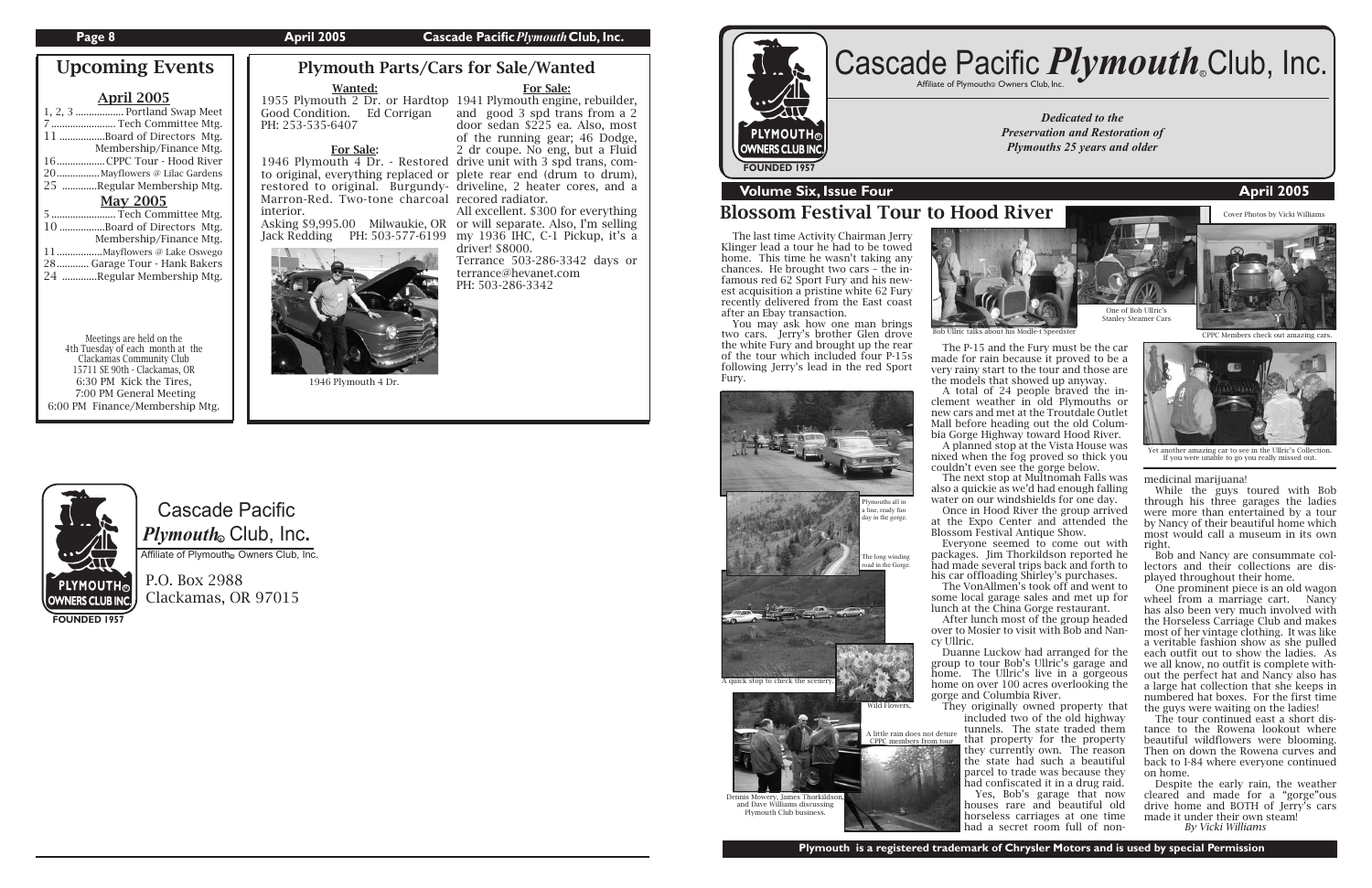## Upcoming Events

### April 2005

- 1, 2, 3 .................. Portland Swap Meet
- 7 ......................... Tech Committee Mtg.
- 11 .................Board of Directors Mtg. Membership/Finance Mtg.
- 16..................CPPC Tour - Hood River
- 20................Mayflowers @ Lilac Gardens
- 25 .............Regular Membership Mtg.

### May 2005

- 5 ......................... Tech Committee Mtg.
- 10 .................Board of Directors Mtg. Membership/Finance Mtg.
- 11 .................Mayflowers @ Lake Oswego
- 28............ Garage Tour - Hank Bakers
- 24 .............Regular Membership Mtg.

Meetings are held on the 4th Tuesday of each month at the Clackamas Community Club 15711 SE 90th - Clackamas, OR
6:30 PM Kick the Tires,
7:00 PM General Meeting
6:00 PM Finance/Membership Mtg.

## Plymouth Parts/Cars for Sale/Wanted

**Wanted:**

1955 Plymouth 2 Dr. or Hardtop Good Condition. Ed Corrigan PH: 253-535-6407

**For Sale:**

1946 Plymouth 4 Dr. - Restored to original, everything replaced or restored to original. Burgundy-Marron-Red. Two-tone charcoal interior.
Asking $9,995.00 Milwaukie, OR Jack Redding PH: 503-577-6199

1946 Plymouth 4 Dr.

**For Sale:**

1941 Plymouth engine, rebuilder, and good 3 spd trans from a 2 door sedan $225 ea. Also, most of the running gear; 46 Dodge, 2 dr coupe. No eng, but a Fluid drive unit with 3 spd trans, complete rear end (drum to drum), driveline, 2 heater cores, and a recored radiator.
All excellent. $300 for everything or will separate. Also, I'm selling my 1936 IHC, C-1 Pickup, it's a driver! $8000.
Terrance 503-286-3342 days or terrance@hevanet.com
PH: 503-286-3342

Cascade Pacific *Plymouth*® Club, Inc.
Affiliate of Plymouth® Owners Club, Inc.
P.O. Box 2988
Clackamas, OR 97015

FOUNDED 1957

---

# Cascade Pacific *Plymouth*® Club, Inc.

Affiliate of Plymouth® Owners Club, Inc.

*Dedicated to the Preservation and Restoration of Plymouths 25 years and older*

FOUNDED 1957

**Volume Six, Issue Four** **April 2005**

## Blossom Festival Tour to Hood River

Cover Photos by Vicki Williams

The last time Activity Chairman Jerry Klinger lead a tour he had to be towed home. This time he wasn't taking any chances. He brought two cars – the infamous red 62 Sport Fury and his newest acquisition a pristine white 62 Fury recently delivered from the East coast after an Ebay transaction.

You may ask how one man brings two cars. Jerry's brother Glen drove the white Fury and brought up the rear of the tour which included four P-15s following Jerry's lead in the red Sport Fury.

Plymouths all in a line, ready fun day in the gorge.

The long winding road in the Gorge.

A quick stop to check the scenery.

Wild Flowers.

A little rain does not deture CPPC members from tour

Dennis Mowery, James Thorkildson, and Dave Williams discussing Plymouth Club business.

Bob Ullric talks about his Modle-t Speedster

One of Bob Ullric's Stanley Steamer Cars

CPPC Members check out amazing cars.

Yet another amazing car to see in the Ullric's Collection. If you were unable to go you really missed out.

The P-15 and the Fury must be the car made for rain because it proved to be a very rainy start to the tour and those are the models that showed up anyway.

A total of 24 people braved the inclement weather in old Plymouths or new cars and met at the Troutdale Outlet Mall before heading out the old Columbia Gorge Highway toward Hood River.

A planned stop at the Vista House was nixed when the fog proved so thick you couldn't even see the gorge below.

The next stop at Multnomah Falls was also a quickie as we'd had enough falling water on our windshields for one day.

Once in Hood River the group arrived at the Expo Center and attended the Blossom Festival Antique Show.

Everyone seemed to come out with packages. Jim Thorkildson reported he had made several trips back and forth to his car offloading Shirley's purchases.

The VonAllmen's took off and went to some local garage sales and met up for lunch at the China Gorge restaurant.

After lunch most of the group headed over to Mosier to visit with Bob and Nancy Ullric.

Duanne Luckow had arranged for the group to tour Bob's Ullric's garage and home. The Ullric's live in a gorgeous home on over 100 acres overlooking the gorge and Columbia River.

They originally owned property that included two of the old highway tunnels. The state traded them that property for the property they currently own. The reason the state had such a beautiful parcel to trade was because they had confiscated it in a drug raid.

Yes, Bob's garage that now houses rare and beautiful old horseless carriages at one time had a secret room full of non-medicinal marijuana!

While the guys toured with Bob through his three garages the ladies were more than entertained by a tour by Nancy of their beautiful home which most would call a museum in its own right.

Bob and Nancy are consummate collectors and their collections are displayed throughout their home.

One prominent piece is an old wagon wheel from a marriage cart. Nancy has also been very much involved with the Horseless Carriage Club and makes most of her vintage clothing. It was like a veritable fashion show as she pulled each outfit out to show the ladies. As we all know, no outfit is complete without the perfect hat and Nancy also has a large hat collection that she keeps in numbered hat boxes. For the first time the guys were waiting on the ladies!

The tour continued east a short distance to the Rowena lookout where beautiful wildflowers were blooming. Then on down the Rowena curves and back to I-84 where everyone continued on home.

Despite the early rain, the weather cleared and made for a "gorge"ous drive home and BOTH of Jerry's cars made it under their own steam!

*By Vicki Williams*

**Plymouth is a registered trademark of Chrysler Motors and is used by special Permission**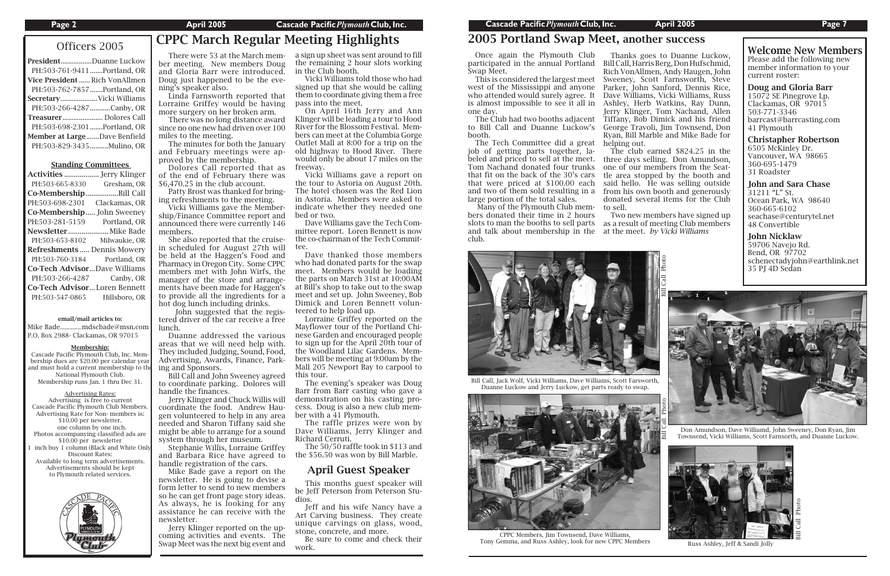## Officers 2005

**President**.................Duanne Luckow
PH:503-761-9411.......Portland, OR
**Vice President**...... Rich VonAllmen
PH:503-762-7857.......Portland, OR
**Secretary**.....................Vicki Williams
PH:503-266-4287...........Canby, OR
**Treasurer**...................... Dolores Call
PH:503-698-2301.......Portland, OR
**Member at Large**.......Dave Benfield
PH:503-829-3435..........Mulino, OR

**Standing Committees**

**Activities** .................. Jerry Klinger
PH:503-665-8330 Gresham, OR
**Co-Membership**.................Bill Call
PH:503-698-2301 Clackamas, OR
**Co-Membership**..... John Sweeney
PH:503-281-5159 Portland, OR
**Newsletter**..................... Mike Bade
PH:503-653-8102 Milwaukie, OR
**Refreshments**..... Dennis Mowery
PH:503-760-3184 Portland, OR
**Co-Tech Advisor**...Dave Williams
PH:503-266-4287 Canby, OR
**Co-Tech Advisor**...Loren Bennett
PH:503-547-0865 Hillsboro, OR

**email/mail articles to:**
Mike Bade.............mdscbade@msn.com
P.O. Box 2988- Clackamas, OR 97015

**Membership:**
Cascade Pacific Plymouth Club, Inc. Membership dues are $20.00 per calendar year and must hold a current membership to the National Plymouth Club.
Membership runs Jan. 1 thru Dec 31.

Advertising Rates:
Advertising is free to current Cascade Pacific Plymouth Club Members.
Advertising Rate for Non- members is: $10.00 per newsletter.
one column by one inch.
Photos accompanying classified ads are $10.00 per newsletter
1 inch buy 1 column (Black and White Only)
Discount Rates:
Available to long term advertisements.
Advertisements should be kept to Plymouth related services.

# CPPC March Regular Meeting Highlights

There were 53 at the March member meeting. New members Doug and Gloria Barr were introduced. Doug just happened to be the evening's speaker also.

Linda Farnsworth reported that Lorraine Griffey would be having more surgery on her broken arm.

There was no long distance award since no one new had driven over 100 miles to the meeting.

The minutes for both the January and February meetings were approved by the membership.

Dolores Call reported that as of the end of February there was $6,470.25 in the club account.

Patty Brost was thanked for bringing refreshments to the meeting.

Vicki Williams gave the Membership/Finance Committee report and announced there were currently 146 members.

She also reported that the cruise-in scheduled for August 27th will be held at the Haggen's Food and Pharmacy in Oregon City. Some CPPC members met with John Wirfs, the manager of the store and arrangements have been made for Haggen's to provide all the ingredients for a hot dog lunch including drinks.

John suggested that the registered driver of the car receive a free lunch.

Duanne addressed the various areas that we will need help with. They included Judging, Sound, Food, Advertising, Awards, Finance, Parking and Sponsors.

Bill Call and John Sweeney agreed to coordinate parking. Dolores will handle the finances.

Jerry Klinger and Chuck Willis will coordinate the food. Andrew Haugen volunteered to help in any area needed and Sharon Tiffany said she might be able to arrange for a sound system through her museum.

Stephanie Willis, Lorraine Griffey and Barbara Rice have agreed to handle registration of the cars.

Mike Bade gave a report on the newsletter. He is going to devise a form letter to send to new members so he can get front page story ideas. As always, he is looking for any assistance he can receive with the newsletter.

Jerry Klinger reported on the upcoming activities and events. The Swap Meet was the next big event and a sign up sheet was sent around to fill the remaining 2 hour slots working in the Club booth.

Vicki Williams told those who had signed up that she would be calling them to coordinate giving them a free pass into the meet.

On April 16th Jerry and Ann Klinger will be leading a tour to Hood River for the Blossom Festival. Members can meet at the Columbia Gorge Outlet Mall at 8:00 for a trip on the old highway to Hood River. There would only be about 17 miles on the freeway.

Vicki Williams gave a report on the tour to Astoria on August 20th. The hotel chosen was the Red Lion in Astoria. Members were asked to indicate whether they needed one bed or two.

Dave Williams gave the Tech Committee report. Loren Bennett is now the co-chairman of the Tech Committee.

Dave thanked those members who had donated parts for the swap meet. Members would be loading the parts on March 31st at 10:00AM at Bill's shop to take out to the swap meet and set up. John Sweeney, Bob Dimick and Loren Bennett volunteered to help load up.

Lorraine Griffey reported on the Mayflower tour of the Portland Chinese Garden and encouraged people to sign up for the April 20th tour of the Woodland Lilac Gardens. Members will be meeting at 9:00am by the Mall 205 Newport Bay to carpool to this tour.

The evening's speaker was Doug Barr from Barr casting who gave a demonstration on his casting process. Doug is also a new club member with a 41 Plymouth.

The raffle prizes were won by Dave Williams, Jerry Klinger and Richard Cerruti.

The 50/50 raffle took in $113 and the $56.50 was won by Bill Marble.

## April Guest Speaker

This months guest speaker will be Jeff Peterson from Peterson Studios.

Jeff and his wife Nancy have a Art Carving business. They create unique carvings on glass, wood, stone, concrete, and more.

Be sure to come and check their work.

# 2005 Portland Swap Meet, another success

Once again the Plymouth Club participated in the annual Portland Swap Meet.

This is considered the largest meet west of the Mississippi and anyone who attended would surely agree. It is almost impossible to see it all in one day.

The Club had two booths adjacent to Bill Call and Duanne Luckow's booth.

The Tech Committee did a great job of getting parts together, labeled and priced to sell at the meet. Tom Nachand donated four trunks that fit on the back of the 30's cars that were priced at $100.00 each and two of them sold resulting in a large portion of the total sales.

Many of the Plymouth Club members donated their time in 2 hours slots to man the booths to sell parts and talk about membership in the club.

Thanks goes to Duanne Luckow, Bill Call, Harris Berg, Don Hufschmid, Rich VonAllmen, Andy Haugen, John Sweeney, Scott Farnsworth, Steve Parker, John Sanford, Dennis Rice, Dave Williams, Vicki Williams, Russ Ashley, Herb Watkins, Ray Dunn, Jerry Klinger, Tom Nachand, Allen Tiffany, Bob Dimick and his friend George Travoli, Jim Townsend, Don Ryan, Bill Marble and Mike Bade for helping out.

The club earned $824.25 in the three days selling. Don Amundson, one of our members from the Seattle area stopped by the booth and said hello. He was selling outside from his own booth and generously donated several items for the Club to sell.

Two new members have signed up as a result of meeting Club members at the meet. *by Vicki Williams*

Bill Call Photo

Bill Call, Jack Wolf, Vicki Williams, Dave Williams, Scott Farsworth, Duanne Luckow and Jerry Luckow, get parts ready to swap.

Bill Call Photo

CPPC Members, Jim Townsend, Dave Williams, Tony Gemma, and Russ Ashley, look for new CPPC Members

Don Amundson, Dave Williamd, John Sweeney, Don Ryan, Jim Townsend, Vicki Williams, Scott Farnsorth, and Duanne Luckow.

Bill Call Photo

Russ Ashley, Jeff & Sandi Jolly

## Welcome New Members

Please add the following new member information to your current roster:

**Doug and Gloria Barr**
15072 SE Pinegrove Lp.
Clackamas, OR 97015
503-771-3346
barrcast@barrcasting.com
41 Plymouth

**Christapher Robertson**
6505 McKinley Dr.
Vancouver, WA 98665
360-695-1479
31 Roadster

**John and Sara Chase**
31211 "L" St.
Ocean Park, WA 98640
360-665-6102
seachase@centurytel.net
48 Convertible

**John Nicklaw**
59706 Navejo Rd.
Bend, OR 97702
schenectadyjohn@earthlink.net
35 PJ 4D Sedan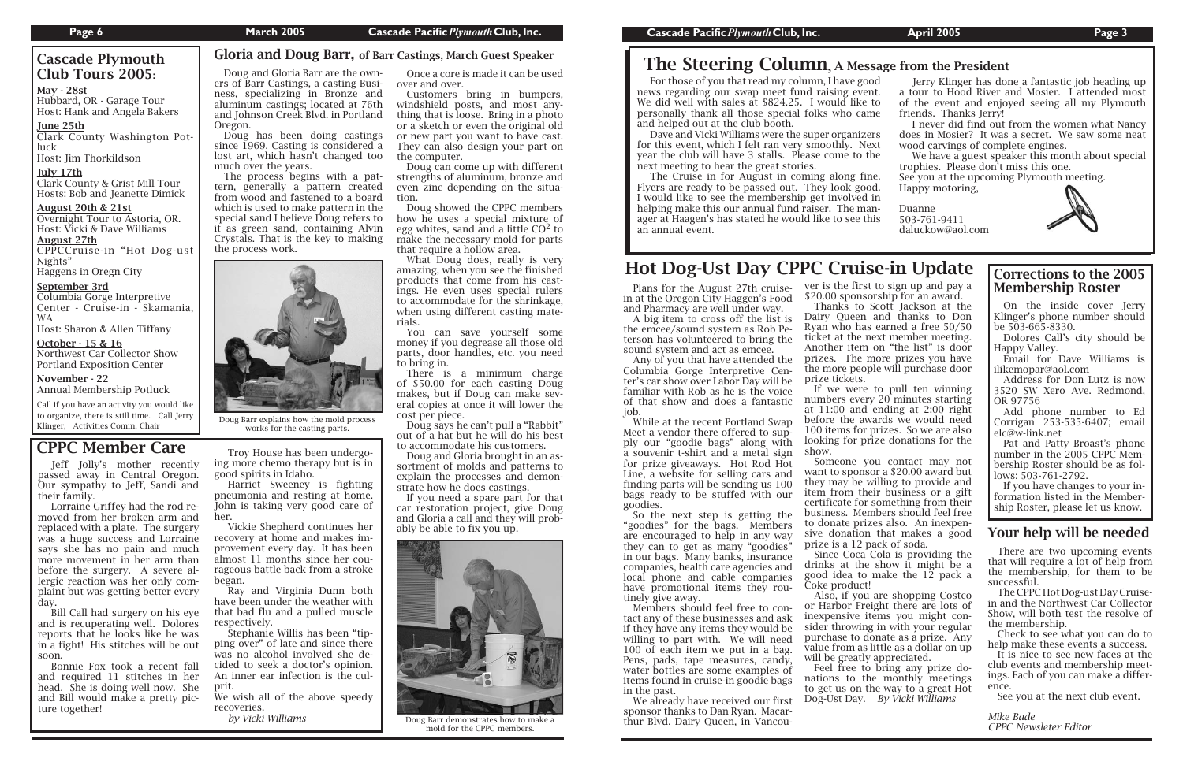## Cascade Plymouth Club Tours 2005:

**May - 28st**
Hubbard, OR - Garage Tour
Host: Hank and Angela Bakers

**June 25th**
Clark County Washington Potluck
Host: Jim Thorkildson

**July 17th**
Clark County & Grist Mill Tour
Hosts: Bob and Jeanette Dimick

**August 20th & 21st**
Overnight Tour to Astoria, OR.
Host: Vicki & Dave Williams

**August 27th**
CPPCCruise-in "Hot Dog-ust Nights"
Haggens in Oregn City

**September 3rd**
Columbia Gorge Interpretive Center - Cruise-in - Skamania, WA
Host: Sharon & Allen Tiffany

**October - 15 & 16**
Northwest Car Collector Show
Portland Exposition Center

**November - 22**
Annual Membership Potluck

Call if you have an activity you would like to organize, there is still time. Call Jerry Klinger, Activities Comm. Chair

## Gloria and Doug Barr, of Barr Castings, March Guest Speaker

Doug and Gloria Barr are the owners of Barr Castings, a casting Business, specializing in Bronze and aluminum castings; located at 76th and Johnson Creek Blvd. in Portland Oregon.

Doug has been doing castings since 1969. Casting is considered a lost art, which hasn't changed too much over the years.

The process begins with a pattern, generally a pattern created from wood and fastened to a board which is used to make pattern in the special sand I believe Doug refers to it as green sand, containing Alvin Crystals. That is the key to making the process work.

Doug Barr explains how the mold process works for the casting parts.

Once a core is made it can be used over and over.

Customers bring in bumpers, windshield posts, and most anything that is loose. Bring in a photo or a sketch or even the original old or new part you want to have cast. They can also design your part on the computer.

Doug can come up with different strengths of aluminum, bronze and even zinc depending on the situation.

Doug showed the CPPC members how he uses a special mixture of egg whites, sand and a little $CO^2$ to make the necessary mold for parts that require a hollow area.

What Doug does, really is very amazing, when you see the finished products that come from his castings. He even uses special rulers to accommodate for the shrinkage, when using different casting materials.

You can save yourself some money if you degrease all those old parts, door handles, etc. you need to bring in.

There is a minimum charge of $50.00 for each casting Doug makes, but if Doug can make several copies at once it will lower the cost per piece.

Doug says he can't pull a "Rabbit" out of a hat but he will do his best to accommodate his customers.

Doug and Gloria brought in an assortment of molds and patterns to explain the processes and demonstrate how he does castings.

If you need a spare part for that car restoration project, give Doug and Gloria a call and they will probably be able to fix you up.

Doug Barr demonstrates how to make a mold for the CPPC members.

## CPPC Member Care

Jeff Jolly's mother recently passed away in Central Oregon. Our sympathy to Jeff, Sandi and their family.

Lorraine Griffey had the rod removed from her broken arm and replaced with a plate. The surgery was a huge success and Lorraine says she has no pain and much more movement in her arm than before the surgery. A severe allergic reaction was her only complaint but was getting better every day.

Bill Call had surgery on his eye and is recuperating well. Dolores reports that he looks like he was in a fight! His stitches will be out soon.

Bonnie Fox took a recent fall and required 11 stitches in her head. She is doing well now. She and Bill would make a pretty picture together!

Troy House has been undergoing more chemo therapy but is in good spirits in Idaho.

Harriet Sweeney is fighting pneumonia and resting at home. John is taking very good care of her.

Vickie Shepherd continues her recovery at home and makes improvement every day. It has been almost 11 months since her courageous battle back from a stroke began.

Ray and Virginia Dunn both have been under the weather with that bad flu and a pulled muscle respectively.

Stephanie Willis has been "tipping over" of late and since there was no alcohol involved she decided to seek a doctor's opinion. An inner ear infection is the culprit.

We wish all of the above speedy recoveries.

*by Vicki Williams*

# The Steering Column, A Message from the President

For those of you that read my column, I have good news regarding our swap meet fund raising event. We did well with sales at $824.25. I would like to personally thank all those special folks who came and helped out at the club booth.

Dave and Vicki Williams were the super organizers for this event, which I felt ran very smoothly. Next year the club will have 3 stalls. Please come to the next meeting to hear the great stories.

The Cruise in for August in coming along fine. Flyers are ready to be passed out. They look good. I would like to see the membership get involved in helping make this our annual fund raiser. The manager at Haagen's has stated he would like to see this an annual event.

Jerry Klinger has done a fantastic job heading up a tour to Hood River and Mosier. I attended most of the event and enjoyed seeing all my Plymouth friends. Thanks Jerry!

I never did find out from the women what Nancy does in Mosier? It was a secret. We saw some neat wood carvings of complete engines.

We have a guest speaker this month about special trophies. Please don't miss this one.

See you at the upcoming Plymouth meeting.

Happy motoring,

Duanne
503-761-9411
daluckow@aol.com

# Hot Dog-Ust Day CPPC Cruise-in Update

Plans for the August 27th cruise-in at the Oregon City Haggen's Food and Pharmacy are well under way.

A big item to cross off the list is the emcee/sound system as Rob Peterson has volunteered to bring the sound system and act as emcee.

Any of you that have attended the Columbia Gorge Interpretive Center's car show over Labor Day will be familiar with Rob as he is the voice of that show and does a fantastic job.

While at the recent Portland Swap Meet a vendor there offered to supply our "goodie bags" along with a souvenir t-shirt and a metal sign for prize giveaways. Hot Rod Hot Line, a website for selling cars and finding parts will be sending us 100 bags ready to be stuffed with our goodies.

So the next step is getting the "goodies" for the bags. Members are encouraged to help in any way they can to get as many "goodies" in our bags. Many banks, insurance companies, health care agencies and local phone and cable companies have promotional items they routinely give away.

Members should feel free to contact any of these businesses and ask if they have any items they would be willing to part with. We will need 100 of each item we put in a bag. Pens, pads, tape measures, candy, water bottles are some examples of items found in cruise-in goodie bags in the past.

We already have received our first sponsor thanks to Dan Ryan. Macarthur Blvd. Dairy Queen, in Vancouver is the first to sign up and pay a $20.00 sponsorship for an award.

Thanks to Scott Jackson at the Dairy Queen and thanks to Don Ryan who has earned a free 50/50 ticket at the next member meeting. Another item on "the list" is door prizes. The more prizes you have the more people will purchase door prize tickets.

If we were to pull ten winning numbers every 20 minutes starting at 11:00 and ending at 2:00 right before the awards we would need 100 items for prizes. So we are also looking for prize donations for the show.

Someone you contact may not want to sponsor a $20.00 award but they may be willing to provide and item from their business or a gift certificate for something from their business. Members should feel free to donate prizes also. An inexpensive donation that makes a good prize is a 12 pack of soda.

Since Coca Cola is providing the drinks at the show it might be a good idea to make the 12 pack a Coke product!

Also, if you are shopping Costco or Harbor Freight there are lots of inexpensive items you might consider throwing in with your regular purchase to donate as a prize. Any value from as little as a dollar on up will be greatly appreciated.

Feel free to bring any prize donations to the monthly meetings to get us on the way to a great Hot Dog-Ust Day. *By Vicki Williams*

## Corrections to the 2005 Membership Roster

On the inside cover Jerry Klinger's phone number should be 503-665-8330.

Dolores Call's city should be Happy Valley.

Email for Dave Williams is ilikemopar@aol.com

Address for Don Lutz is now 3520 SW Xero Ave. Redmond, OR 97756

Add phone number to Ed Corrigan 253-535-6407; email elc@w-link.net

Pat and Patty Broast's phone number in the 2005 CPPC Membership Roster should be as follows: 503-761-2792.

If you have changes to your information listed in the Membership Roster, please let us know.

## Your help will be needed

There are two upcoming events that will require a lot of help from the membership, for them to be successful.

The CPPC Hot Dog-ust Day Cruise-in and the Northwest Car Collector Show, will both test the resolve of the membership.

Check to see what you can do to help make these events a success.

It is nice to see new faces at the club events and membership meetings. Each of you can make a difference.

See you at the next club event.

*Mike Bade*
*CPPC Newsleter Editor*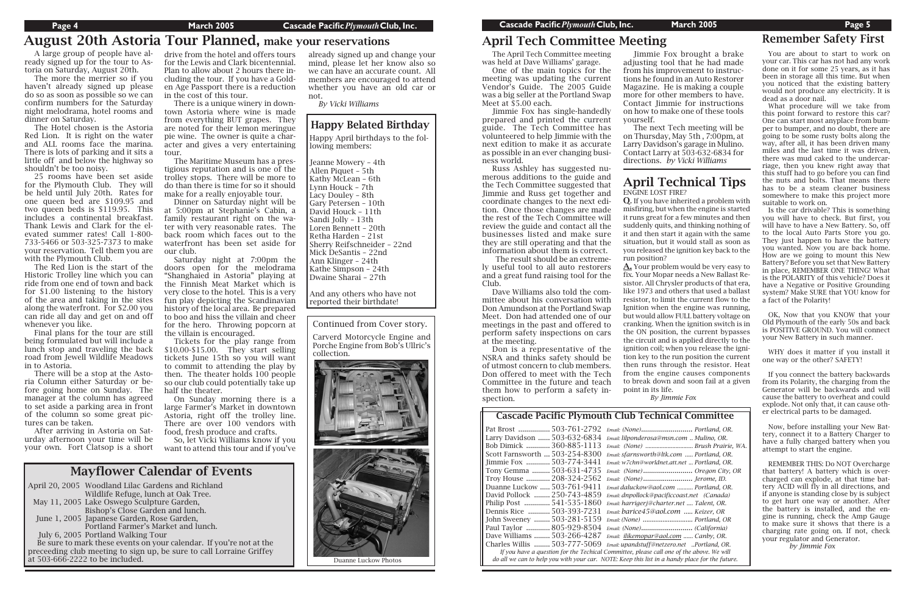# August 20th Astoria Tour Planned, make your reservations

A large group of people have already signed up for the tour to Astoria on Saturday, August 20th.

The more the merrier so if you haven't already signed up please do so as soon as possible so we can confirm numbers for the Saturday night melodrama, hotel rooms and dinner on Saturday.

The Hotel chosen is the Astoria Red Lion. It is right on the water and ALL rooms face the marina. There is lots of parking and it sits a little off and below the highway so shouldn't be too noisy.

25 rooms have been set aside for the Plymouth Club. They will be held until July 20th. Rates for one queen bed are $109.95 and two queen beds is $119.95. This includes a continental breakfast. Thank Lewis and Clark for the elevated summer rates! Call 1-800-733-5466 or 503-325-7373 to make your reservation. Tell them you are with the Plymouth Club.

The Red Lion is the start of the Historic Trolley line which you can ride from one end of town and back for $1.00 listening to the history of the area and taking in the sites along the waterfront. For $2.00 you can ride all day and get on and off whenever you like.

Final plans for the tour are still being formulated but will include a lunch stop and traveling the back road from Jewell Wildlife Meadows in to Astoria.

There will be a stop at the Astoria Column either Saturday or before going home on Sunday. The manager at the column has agreed to set aside a parking area in front of the column so some great pictures can be taken.

After arriving in Astoria on Saturday afternoon your time will be your own. Fort Clatsop is a short drive from the hotel and offers tours for the Lewis and Clark bicentennial. Plan to allow about 2 hours there including the tour. If you have a Golden Age Passport there is a reduction in the cost of this tour.

There is a unique winery in downtown Astoria where wine is made from everything BUT grapes. They are noted for their lemon meringue pie wine. The owner is quite a character and gives a very entertaining tour.

The Maritime Museum has a prestigious reputation and is one of the trolley stops. There will be more to do than there is time for so it should make for a really enjoyable tour.

Dinner on Saturday night will be at 5:00pm at Stephanie's Cabin, a family restaurant right on the water with very reasonable rates. The back room which faces out to the waterfront has been set aside for our club.

Saturday night at 7:00pm the doors open for the melodrama "Shanghaied in Astoria" playing at the Finnish Meat Market which is very close to the hotel. This is a very fun play depicting the Scandinavian history of the local area. Be prepared to boo and hiss the villain and cheer for the hero. Throwing popcorn at the villain is encouraged.

Tickets for the play range from $10.00-$15.00. They start selling tickets June 15th so you will want to commit to attending the play by then. The theater holds 100 people so our club could potentially take up half the theater.

On Sunday morning there is a large Farmer's Market in downtown Astoria, right off the trolley line. There are over 100 vendors with food, fresh produce and crafts.

So, let Vicki Williams know if you want to attend this tour and if you've already signed up and change your mind, please let her know also so we can have an accurate count. All members are encouraged to attend whether you have an old car or not.

*By Vicki Williams*

## Happy Belated Birthday

Happy April birthdays to the following members:

Jeanne Mowery – 4th
Allen Piquet – 5th
Kathy McLean – 6th
Lynn Houck – 7th
Lacy Douley – 8th
Gary Petersen – 10th
David Houck – 11th
Sandi Jolly – 13th
Loren Bennett – 20th
Retha Harden – 21st
Sherry Reifschneider – 22nd
Mick DeSantis – 22nd
Ann Klinger – 24th
Kathe Simpson – 24th
Dwaine Sharai – 27th

And any others who have not reported their birthdate!

Continued from Cover story.

Carverd Motorcycle Engine and Porche Engine from Bob's Ullric's collection.

Duanne Luckow Photos

## Mayflower Calendar of Events

April 20, 2005 Woodland Lilac Gardens and Richland Wildlife Refuge, lunch at Oak Tree.
May 11, 2005 Lake Oswego Sculpture Garden, Bishop's Close Garden and lunch.
June 1, 2005 Japanese Garden, Rose Garden, Portland Farmer's Market and lunch.
July 6, 2005 Portland Walking Tour

Be sure to mark these events on your calendar. If you're not at the preceeding club meeting to sign up, be sure to call Lorraine Griffey at 503-666-2222 to be included.

# April Tech Committee Meeting

The April Tech Committee meeting was held at Dave Williams' garage.

One of the main topics for the meeting was updating the current Vendor's Guide. The 2005 Guide was a big seller at the Portland Swap Meet at $5.00 each.

Jimmie Fox has single-handedly prepared and printed the current guide. The Tech Committee has volunteered to help Jimmie with the next edition to make it as accurate as possible in an ever changing business world.

Russ Ashley has suggested numerous additions to the guide and the Tech Committee suggested that Jimmie and Russ get together and coordinate changes to the next edition. Once those changes are made the rest of the Tech Committee will review the guide and contact all the businesses listed and make sure they are still operating and that the information about them is correct.

The result should be an extremely useful tool to all auto restorers and a great fund raising tool for the Club.

Dave Williams also told the committee about his conversation with Don Amundson at the Portland Swap Meet. Don had attended one of our meetings in the past and offered to perform safety inspections on cars at the meeting.

Don is a representative of the NSRA and thinks safety should be of utmost concern to club members. Don offered to meet with the Tech Committee in the future and teach them how to perform a safety inspection.

Jimmie Fox brought a brake adjusting tool that he had made from his improvement to instructions he found in an Auto Restorer Magazine. He is making a couple more for other members to have. Contact Jimmie for instructions on how to make one of these tools yourself.

The next Tech meeting will be on Thursday, May 5th, 7:00pm, at Larry Davidson's garage in Mulino. Contact Larry at 503-632-6834 for directions. *by Vicki Williams*

# April Technical Tips

ENGINE LOST FIRE?

**Q.** If you have inherited a problem with misfiring, but when the engine is started it runs great for a few minutes and then suddenly quits, and thinking nothing of it and then start it again with the same situation, but it would stall as soon as you released the ignition key back to the run position?

**A.** Your problem would be very easy to fix. Your Mopar needs a New Ballast Resistor. All Chrysler products of that era, like 1973 and others that used a ballast resistor, to limit the current flow to the Ignition when the engine was running, but would allow FULL battery voltage on cranking. When the ignition switch is in the ON position, the current bypasses the circuit and is applied directly to the ignition coil; when you release the ignition key to the run position the current then runs through the resistor. Heat from the engine causes components to break down and soon fail at a given point in its life.

*By Jimmie Fox*

## Cascade Pacific Plymouth Club Technical Committee

| | | | |
|---|---|---|---|
| Pat Brost | 503-761-2792 | Email: (None) | Portland, OR. |
| Larry Davidson | 503-632-6834 | Email: lilponderosa@msn.com | Mulino, OR. |
| Bob Dimick | 360-885-1113 | Email: (None) | Brush Prairie, WA. |
| Scott Farnsworth | 503-254-8300 | Email: sfarnsworth@ltk.com | Portland, OR. |
| Jimmie Fox | 503-774-3441 | Email: w7chn@worldnet.att.net | Portland, OR. |
| Tony Gemma | 503-631-4735 | Email: (None) | Oregon City, OR |
| Troy House | 208-324-2562 | Email: (None) | Jerome, ID. |
| Duanne Luckow | 503-761-9411 | Email daluckow@aol.com | Portland, OR. |
| David Pollock | 250-743-4859 | Email: dnpollock@pacificcoast.net | (Canada) |
| Philip Post | 541-535-1860 | Email: harrigerj@charter.net | Talent, OR. |
| Dennis Rice | 503-393-7231 | Email: barice45@aol.com | Keizer, OR |
| John Sweeney | 503-281-5159 | Email: (None) | Portland, OR |
| Paul Taylor | 805-929-8504 | Email: (None) | (California) |
| Dave Williams | 503-266-4287 | Email: ilikemopar@aol.com | Canby, OR. |
| Charles Willis | 503-777-5069 | Email: upandstuff@netzero.net | Portland, OR. |

*If you have a question for the Techical Committee, please call one of the above. We will do all we can to help you with your car. NOTE: Keep this list in a handy place for the future.*

# Remember Safety First

You are about to start to work on your car. This car has not had any work done on it for some 25 years, as it has been in storage all this time. But when you noticed that the existing battery would not produce any electricity. It is dead as a door nail.

What procedure will we take from this point forward to restore this car? One can start most anyplace from bumper to bumper, and no doubt, there are going to be some rusty bolts along the way, after all, it has been driven many miles and the last time it was driven, there was mud caked to the undercarriage, then you knew right away that this stuff had to go before you can find the nuts and bolts. That means there has to be a steam cleaner business somewhere to make this project more suitable to work on.

Is the car drivable? This is something you will have to check. But first, you will have to have a New Battery. So, off to the local Auto Parts Store you go. They just happen to have the battery you wanted. Now you are back home. How are we going to mount this New Battery? Before you set that New Battery in place, REMEMBER ONE THING! What is the POLARITY of this vehicle? Does it have a Negative or Positive Grounding system? Make SURE that YOU know for a fact of the Polarity!

OK, Now that you KNOW that your Old Plymouth of the early 50s and back is POSITIVE GROUND. You will connect your New Battery in such manner.

WHY does it matter if you install it one way or the other? SAFETY!

If you connect the battery backwards from its Polarity, the charging from the Generator will be backwards and will cause the battery to overheat and could explode. Not only that, it can cause other electrical parts to be damaged.

Now, before installing your New Battery, connect it to a Battery Charger to have a fully charged battery when you attempt to start the engine.

REMEMBER THIS: Do NOT Overcharge that battery! A battery which is overcharged can explode, at that time battery ACID will fly in all directions, and if anyone is standing close by is subject to get hurt one way or another. After the battery is installed, and the engine is running, check the Amp Gauge to make sure it shows that there is a charging rate going on. If not, check your regulator and Generator.

*by Jimmie Fox*